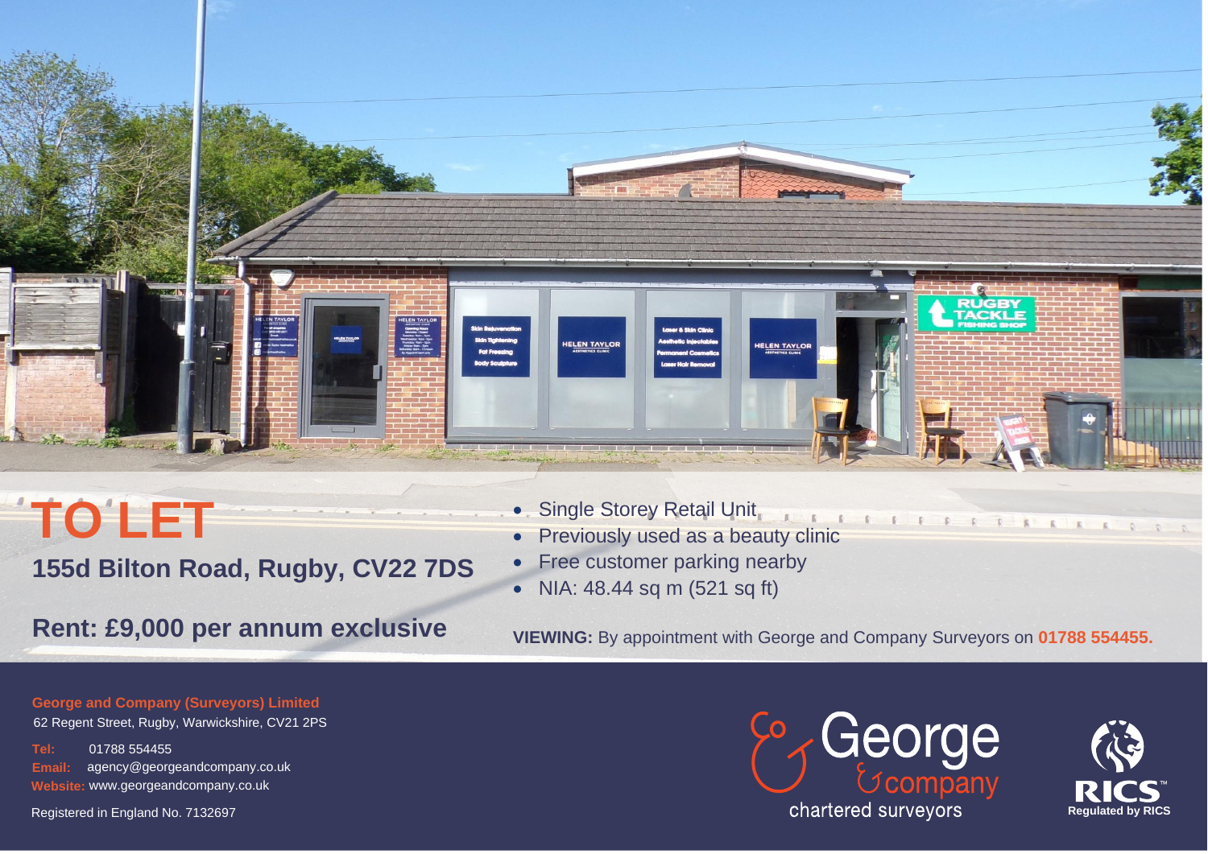# TO LET

## 155d Bilton Road, Rugby, CV22 7DS

## Rent: £9,000 per annum exclusive

- Single Storey Retail Unit
- Previously used as a beauty clinic
- Free customer parking nearby
- NIA: 48.44 sq m (521 sq ft)

**VIEWING:** By appointment with George and Company Surveyors on **01788 554455.**

**George and Company (Surveyors) Limited**
62 Regent Street, Rugby, Warwickshire, CV21 2PS

**Tel:** 01788 554455
**Email:** agency@georgeandcompany.co.uk
**Website:** www.georgeandcompany.co.uk

Registered in England No. 7132697

George & company chartered surveyors

RICS Regulated by RICS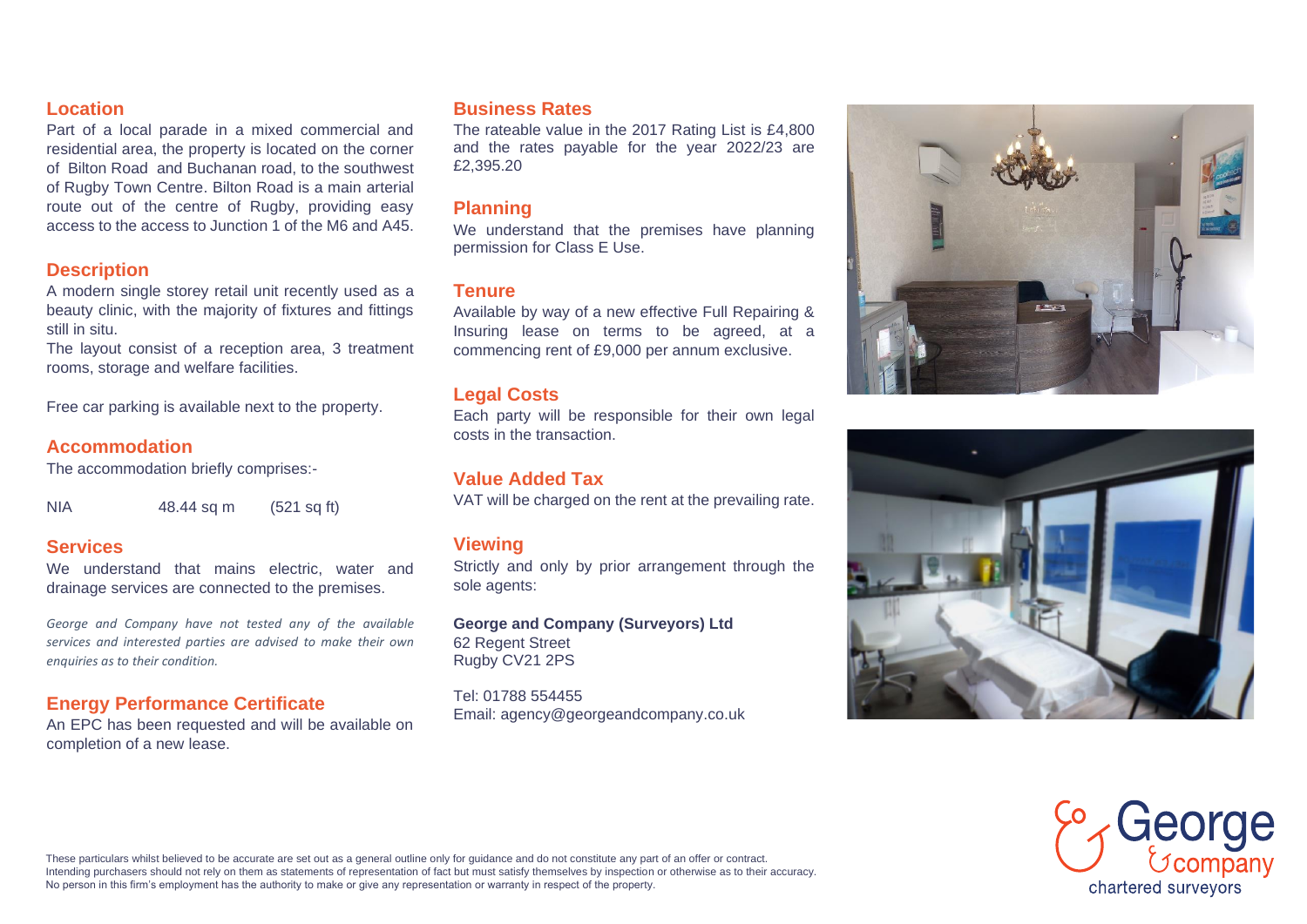## Location

Part of a local parade in a mixed commercial and residential area, the property is located on the corner of Bilton Road and Buchanan road, to the southwest of Rugby Town Centre. Bilton Road is a main arterial route out of the centre of Rugby, providing easy access to the access to Junction 1 of the M6 and A45.

## Description

A modern single storey retail unit recently used as a beauty clinic, with the majority of fixtures and fittings still in situ.

The layout consist of a reception area, 3 treatment rooms, storage and welfare facilities.

Free car parking is available next to the property.

## Accommodation

The accommodation briefly comprises:-

| | | |
|---|---|---|
| NIA | 48.44 sq m | (521 sq ft) |

## Services

We understand that mains electric, water and drainage services are connected to the premises.

*George and Company have not tested any of the available services and interested parties are advised to make their own enquiries as to their condition.*

## Energy Performance Certificate

An EPC has been requested and will be available on completion of a new lease.

## Business Rates

The rateable value in the 2017 Rating List is £4,800 and the rates payable for the year 2022/23 are £2,395.20

## Planning

We understand that the premises have planning permission for Class E Use.

## Tenure

Available by way of a new effective Full Repairing & Insuring lease on terms to be agreed, at a commencing rent of £9,000 per annum exclusive.

## Legal Costs

Each party will be responsible for their own legal costs in the transaction.

## Value Added Tax

VAT will be charged on the rent at the prevailing rate.

## Viewing

Strictly and only by prior arrangement through the sole agents:

**George and Company (Surveyors) Ltd**
62 Regent Street
Rugby CV21 2PS

Tel: 01788 554455
Email: agency@georgeandcompany.co.uk

George & company
chartered surveyors

These particulars whilst believed to be accurate are set out as a general outline only for guidance and do not constitute any part of an offer or contract. Intending purchasers should not rely on them as statements of representation of fact but must satisfy themselves by inspection or otherwise as to their accuracy. No person in this firm's employment has the authority to make or give any representation or warranty in respect of the property.